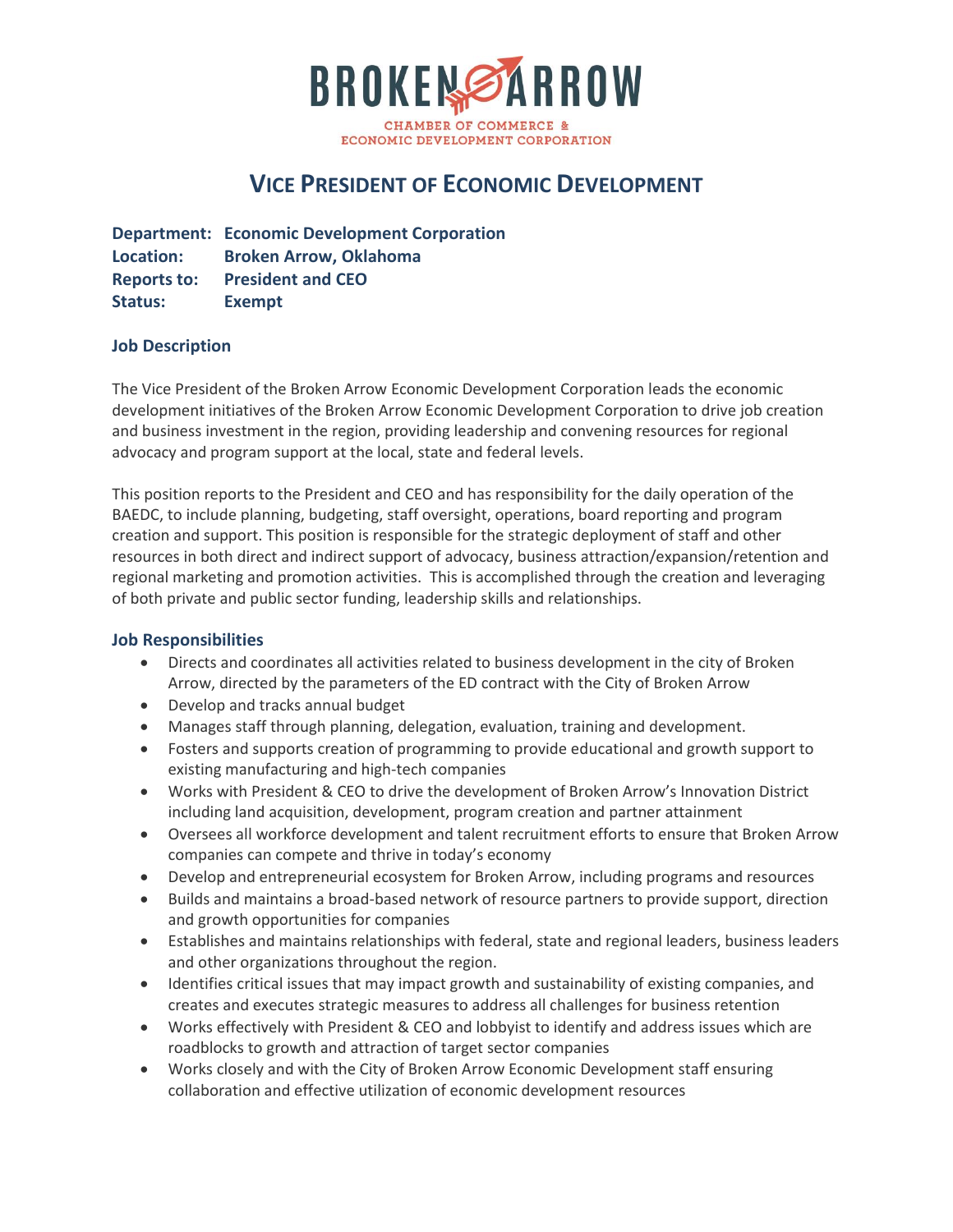# BROKEN ARROW

CHAMBER OF COMMERCE & ECONOMIC DEVELOPMENT CORPORATION

## VICE PRESIDENT OF ECONOMIC DEVELOPMENT

**Department:** **Economic Development Corporation**
**Location:** **Broken Arrow, Oklahoma**
**Reports to:** **President and CEO**
**Status:** **Exempt**

### Job Description

The Vice President of the Broken Arrow Economic Development Corporation leads the economic development initiatives of the Broken Arrow Economic Development Corporation to drive job creation and business investment in the region, providing leadership and convening resources for regional advocacy and program support at the local, state and federal levels.

This position reports to the President and CEO and has responsibility for the daily operation of the BAEDC, to include planning, budgeting, staff oversight, operations, board reporting and program creation and support. This position is responsible for the strategic deployment of staff and other resources in both direct and indirect support of advocacy, business attraction/expansion/retention and regional marketing and promotion activities. This is accomplished through the creation and leveraging of both private and public sector funding, leadership skills and relationships.

### Job Responsibilities

- Directs and coordinates all activities related to business development in the city of Broken Arrow, directed by the parameters of the ED contract with the City of Broken Arrow
- Develop and tracks annual budget
- Manages staff through planning, delegation, evaluation, training and development.
- Fosters and supports creation of programming to provide educational and growth support to existing manufacturing and high-tech companies
- Works with President & CEO to drive the development of Broken Arrow's Innovation District including land acquisition, development, program creation and partner attainment
- Oversees all workforce development and talent recruitment efforts to ensure that Broken Arrow companies can compete and thrive in today's economy
- Develop and entrepreneurial ecosystem for Broken Arrow, including programs and resources
- Builds and maintains a broad-based network of resource partners to provide support, direction and growth opportunities for companies
- Establishes and maintains relationships with federal, state and regional leaders, business leaders and other organizations throughout the region.
- Identifies critical issues that may impact growth and sustainability of existing companies, and creates and executes strategic measures to address all challenges for business retention
- Works effectively with President & CEO and lobbyist to identify and address issues which are roadblocks to growth and attraction of target sector companies
- Works closely and with the City of Broken Arrow Economic Development staff ensuring collaboration and effective utilization of economic development resources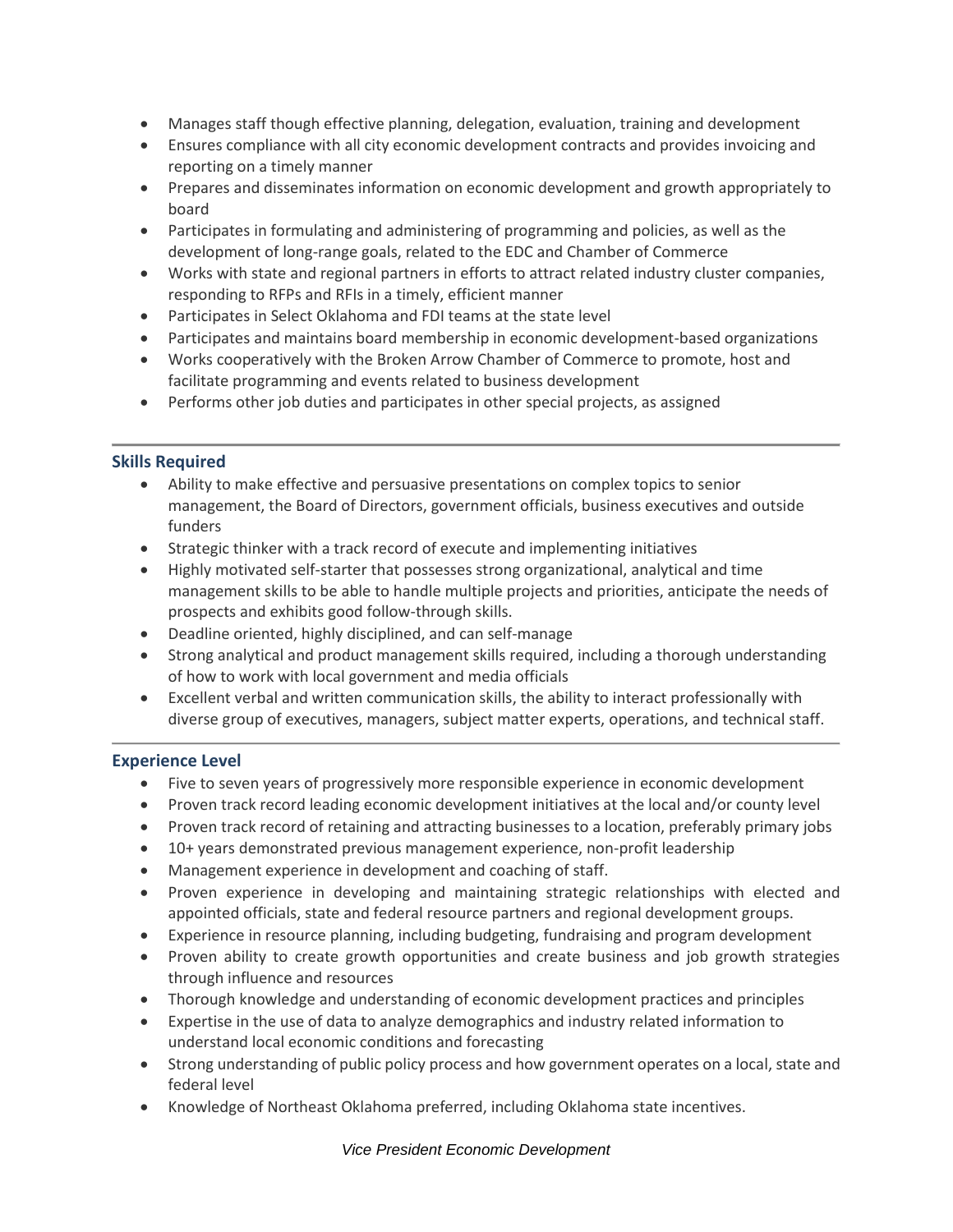- Manages staff though effective planning, delegation, evaluation, training and development
- Ensures compliance with all city economic development contracts and provides invoicing and reporting on a timely manner
- Prepares and disseminates information on economic development and growth appropriately to board
- Participates in formulating and administering of programming and policies, as well as the development of long-range goals, related to the EDC and Chamber of Commerce
- Works with state and regional partners in efforts to attract related industry cluster companies, responding to RFPs and RFIs in a timely, efficient manner
- Participates in Select Oklahoma and FDI teams at the state level
- Participates and maintains board membership in economic development-based organizations
- Works cooperatively with the Broken Arrow Chamber of Commerce to promote, host and facilitate programming and events related to business development
- Performs other job duties and participates in other special projects, as assigned

### Skills Required

- Ability to make effective and persuasive presentations on complex topics to senior management, the Board of Directors, government officials, business executives and outside funders
- Strategic thinker with a track record of execute and implementing initiatives
- Highly motivated self-starter that possesses strong organizational, analytical and time management skills to be able to handle multiple projects and priorities, anticipate the needs of prospects and exhibits good follow-through skills.
- Deadline oriented, highly disciplined, and can self-manage
- Strong analytical and product management skills required, including a thorough understanding of how to work with local government and media officials
- Excellent verbal and written communication skills, the ability to interact professionally with diverse group of executives, managers, subject matter experts, operations, and technical staff.

### Experience Level

- Five to seven years of progressively more responsible experience in economic development
- Proven track record leading economic development initiatives at the local and/or county level
- Proven track record of retaining and attracting businesses to a location, preferably primary jobs
- 10+ years demonstrated previous management experience, non-profit leadership
- Management experience in development and coaching of staff.
- Proven experience in developing and maintaining strategic relationships with elected and appointed officials, state and federal resource partners and regional development groups.
- Experience in resource planning, including budgeting, fundraising and program development
- Proven ability to create growth opportunities and create business and job growth strategies through influence and resources
- Thorough knowledge and understanding of economic development practices and principles
- Expertise in the use of data to analyze demographics and industry related information to understand local economic conditions and forecasting
- Strong understanding of public policy process and how government operates on a local, state and federal level
- Knowledge of Northeast Oklahoma preferred, including Oklahoma state incentives.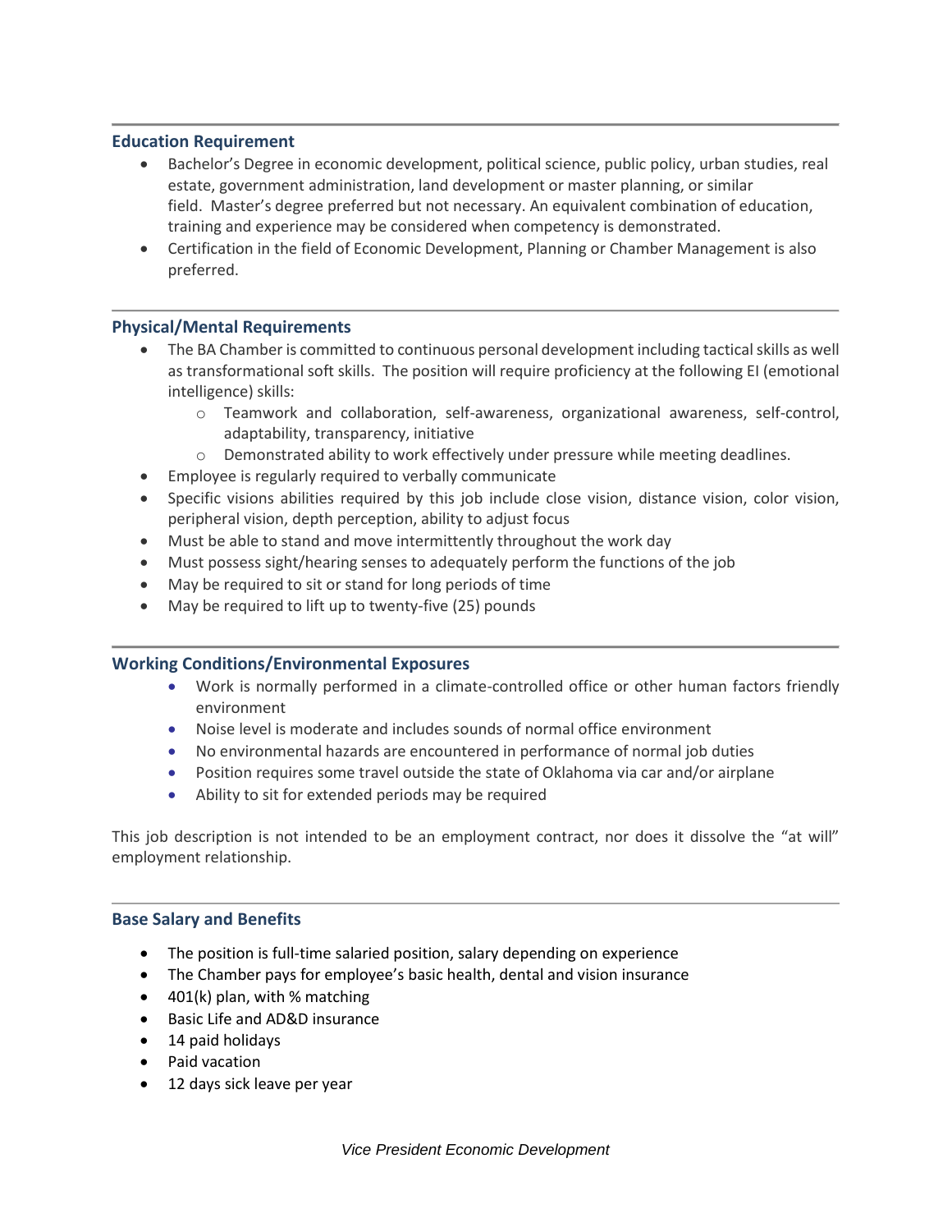### Education Requirement

- Bachelor's Degree in economic development, political science, public policy, urban studies, real estate, government administration, land development or master planning, or similar field. Master's degree preferred but not necessary. An equivalent combination of education, training and experience may be considered when competency is demonstrated.
- Certification in the field of Economic Development, Planning or Chamber Management is also preferred.

### Physical/Mental Requirements

- The BA Chamber is committed to continuous personal development including tactical skills as well as transformational soft skills. The position will require proficiency at the following EI (emotional intelligence) skills:
  - Teamwork and collaboration, self-awareness, organizational awareness, self-control, adaptability, transparency, initiative
  - Demonstrated ability to work effectively under pressure while meeting deadlines.
- Employee is regularly required to verbally communicate
- Specific visions abilities required by this job include close vision, distance vision, color vision, peripheral vision, depth perception, ability to adjust focus
- Must be able to stand and move intermittently throughout the work day
- Must possess sight/hearing senses to adequately perform the functions of the job
- May be required to sit or stand for long periods of time
- May be required to lift up to twenty-five (25) pounds

### Working Conditions/Environmental Exposures

- Work is normally performed in a climate-controlled office or other human factors friendly environment
- Noise level is moderate and includes sounds of normal office environment
- No environmental hazards are encountered in performance of normal job duties
- Position requires some travel outside the state of Oklahoma via car and/or airplane
- Ability to sit for extended periods may be required

This job description is not intended to be an employment contract, nor does it dissolve the "at will" employment relationship.

### Base Salary and Benefits

- The position is full-time salaried position, salary depending on experience
- The Chamber pays for employee's basic health, dental and vision insurance
- 401(k) plan, with % matching
- Basic Life and AD&D insurance
- 14 paid holidays
- Paid vacation
- 12 days sick leave per year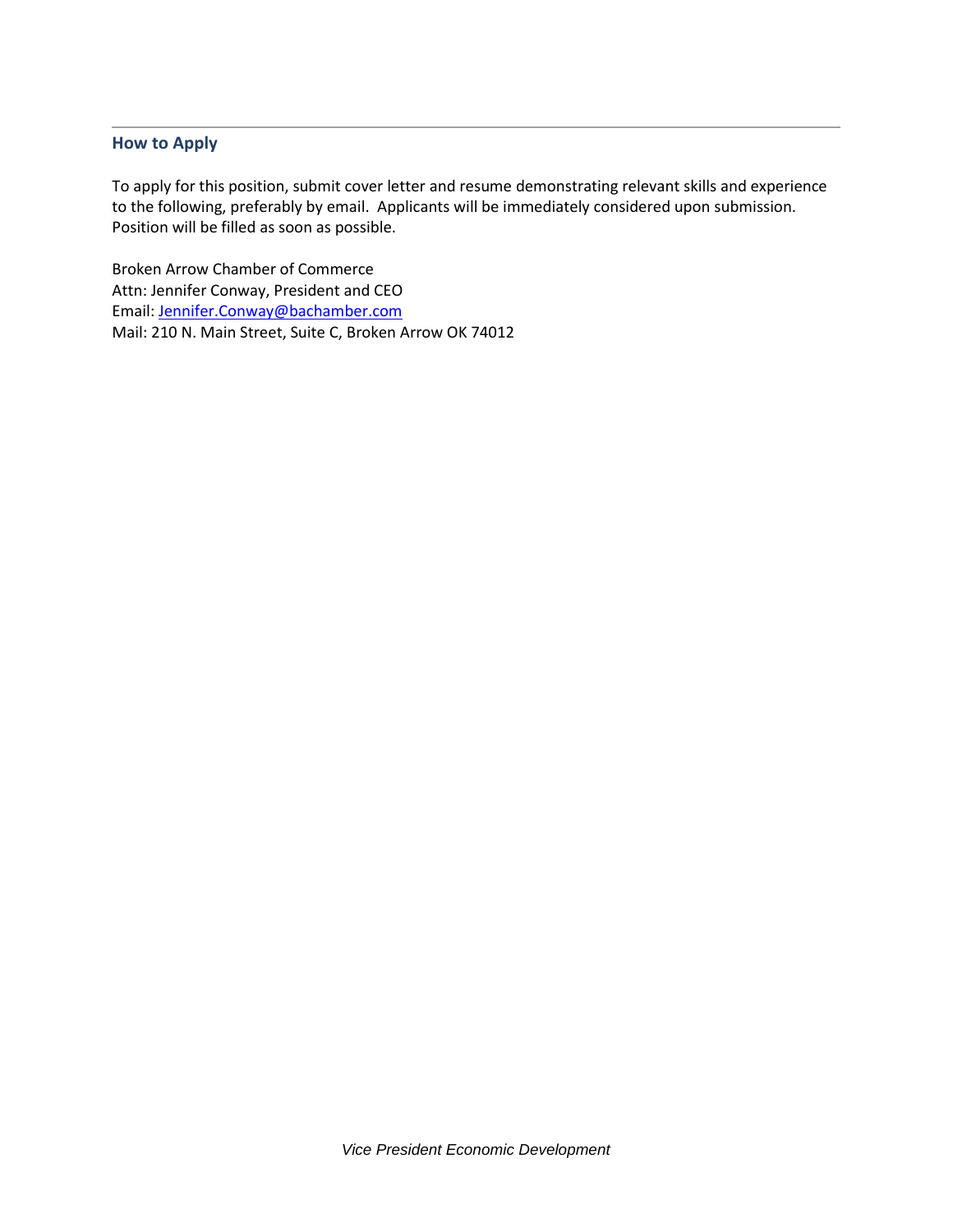## How to Apply

To apply for this position, submit cover letter and resume demonstrating relevant skills and experience to the following, preferably by email.  Applicants will be immediately considered upon submission. Position will be filled as soon as possible.

Broken Arrow Chamber of Commerce
Attn: Jennifer Conway, President and CEO
Email: Jennifer.Conway@bachamber.com
Mail: 210 N. Main Street, Suite C, Broken Arrow OK 74012